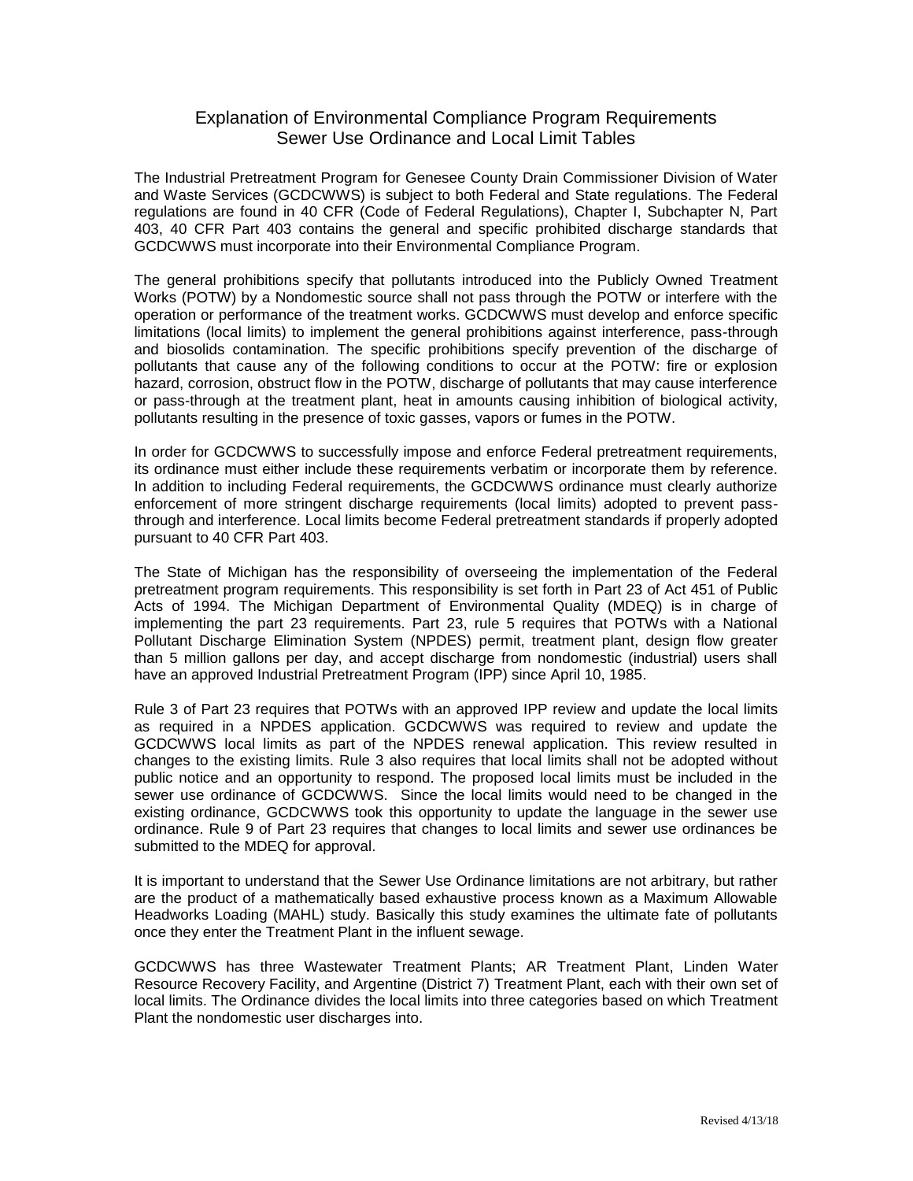# Explanation of Environmental Compliance Program Requirements
## Sewer Use Ordinance and Local Limit Tables

The Industrial Pretreatment Program for Genesee County Drain Commissioner Division of Water and Waste Services (GCDCWWS) is subject to both Federal and State regulations. The Federal regulations are found in 40 CFR (Code of Federal Regulations), Chapter I, Subchapter N, Part 403, 40 CFR Part 403 contains the general and specific prohibited discharge standards that GCDCWWS must incorporate into their Environmental Compliance Program.

The general prohibitions specify that pollutants introduced into the Publicly Owned Treatment Works (POTW) by a Nondomestic source shall not pass through the POTW or interfere with the operation or performance of the treatment works. GCDCWWS must develop and enforce specific limitations (local limits) to implement the general prohibitions against interference, pass-through and biosolids contamination. The specific prohibitions specify prevention of the discharge of pollutants that cause any of the following conditions to occur at the POTW: fire or explosion hazard, corrosion, obstruct flow in the POTW, discharge of pollutants that may cause interference or pass-through at the treatment plant, heat in amounts causing inhibition of biological activity, pollutants resulting in the presence of toxic gasses, vapors or fumes in the POTW.

In order for GCDCWWS to successfully impose and enforce Federal pretreatment requirements, its ordinance must either include these requirements verbatim or incorporate them by reference. In addition to including Federal requirements, the GCDCWWS ordinance must clearly authorize enforcement of more stringent discharge requirements (local limits) adopted to prevent pass-through and interference. Local limits become Federal pretreatment standards if properly adopted pursuant to 40 CFR Part 403.

The State of Michigan has the responsibility of overseeing the implementation of the Federal pretreatment program requirements. This responsibility is set forth in Part 23 of Act 451 of Public Acts of 1994. The Michigan Department of Environmental Quality (MDEQ) is in charge of implementing the part 23 requirements. Part 23, rule 5 requires that POTWs with a National Pollutant Discharge Elimination System (NPDES) permit, treatment plant, design flow greater than 5 million gallons per day, and accept discharge from nondomestic (industrial) users shall have an approved Industrial Pretreatment Program (IPP) since April 10, 1985.

Rule 3 of Part 23 requires that POTWs with an approved IPP review and update the local limits as required in a NPDES application. GCDCWWS was required to review and update the GCDCWWS local limits as part of the NPDES renewal application. This review resulted in changes to the existing limits. Rule 3 also requires that local limits shall not be adopted without public notice and an opportunity to respond. The proposed local limits must be included in the sewer use ordinance of GCDCWWS. Since the local limits would need to be changed in the existing ordinance, GCDCWWS took this opportunity to update the language in the sewer use ordinance. Rule 9 of Part 23 requires that changes to local limits and sewer use ordinances be submitted to the MDEQ for approval.

It is important to understand that the Sewer Use Ordinance limitations are not arbitrary, but rather are the product of a mathematically based exhaustive process known as a Maximum Allowable Headworks Loading (MAHL) study. Basically this study examines the ultimate fate of pollutants once they enter the Treatment Plant in the influent sewage.

GCDCWWS has three Wastewater Treatment Plants; AR Treatment Plant, Linden Water Resource Recovery Facility, and Argentine (District 7) Treatment Plant, each with their own set of local limits. The Ordinance divides the local limits into three categories based on which Treatment Plant the nondomestic user discharges into.

Revised 4/13/18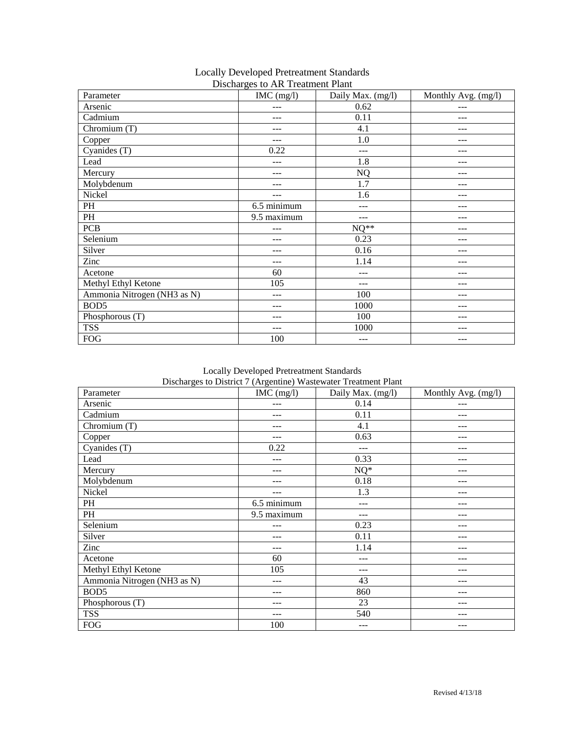Locally Developed Pretreatment Standards
Discharges to AR Treatment Plant

| Parameter | IMC (mg/l) | Daily Max. (mg/l) | Monthly Avg. (mg/l) |
|---|---|---|---|
| Arsenic | --- | 0.62 | --- |
| Cadmium | --- | 0.11 | --- |
| Chromium (T) | --- | 4.1 | --- |
| Copper | --- | 1.0 | --- |
| Cyanides (T) | 0.22 | --- | --- |
| Lead | --- | 1.8 | --- |
| Mercury | --- | NQ | --- |
| Molybdenum | --- | 1.7 | --- |
| Nickel | --- | 1.6 | --- |
| PH | 6.5 minimum | --- | --- |
| PH | 9.5 maximum | --- | --- |
| PCB | --- | NQ** | --- |
| Selenium | --- | 0.23 | --- |
| Silver | --- | 0.16 | --- |
| Zinc | --- | 1.14 | --- |
| Acetone | 60 | --- | --- |
| Methyl Ethyl Ketone | 105 | --- | --- |
| Ammonia Nitrogen (NH3 as N) | --- | 100 | --- |
| BOD5 | --- | 1000 | --- |
| Phosphorous (T) | --- | 100 | --- |
| TSS | --- | 1000 | --- |
| FOG | 100 | --- | --- |

Locally Developed Pretreatment Standards
Discharges to District 7 (Argentine) Wastewater Treatment Plant

| Parameter | IMC (mg/l) | Daily Max. (mg/l) | Monthly Avg. (mg/l) |
|---|---|---|---|
| Arsenic | --- | 0.14 | --- |
| Cadmium | --- | 0.11 | --- |
| Chromium (T) | --- | 4.1 | --- |
| Copper | --- | 0.63 | --- |
| Cyanides (T) | 0.22 | --- | --- |
| Lead | --- | 0.33 | --- |
| Mercury | --- | NQ* | --- |
| Molybdenum | --- | 0.18 | --- |
| Nickel | --- | 1.3 | --- |
| PH | 6.5 minimum | --- | --- |
| PH | 9.5 maximum | --- | --- |
| Selenium | --- | 0.23 | --- |
| Silver | --- | 0.11 | --- |
| Zinc | --- | 1.14 | --- |
| Acetone | 60 | --- | --- |
| Methyl Ethyl Ketone | 105 | --- | --- |
| Ammonia Nitrogen (NH3 as N) | --- | 43 | --- |
| BOD5 | --- | 860 | --- |
| Phosphorous (T) | --- | 23 | --- |
| TSS | --- | 540 | --- |
| FOG | 100 | --- | --- |

Revised 4/13/18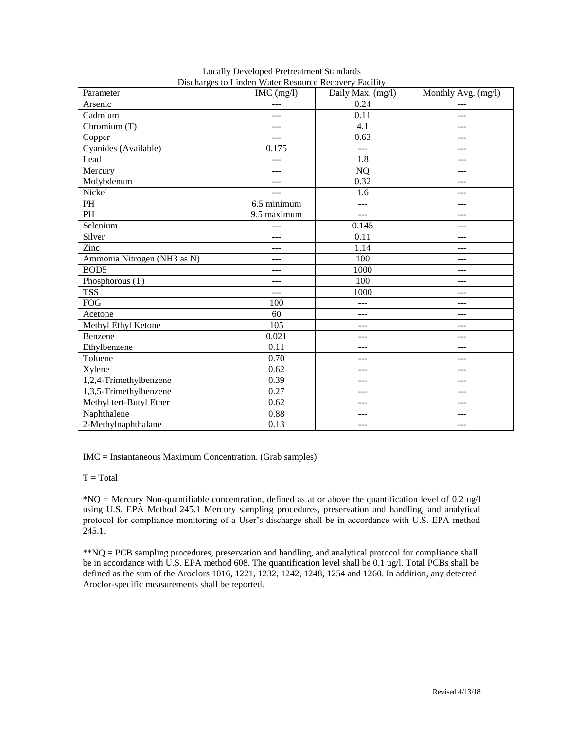Locally Developed Pretreatment Standards
Discharges to Linden Water Resource Recovery Facility

| Parameter | IMC (mg/l) | Daily Max. (mg/l) | Monthly Avg. (mg/l) |
|---|---|---|---|
| Arsenic | --- | 0.24 | --- |
| Cadmium | --- | 0.11 | --- |
| Chromium (T) | --- | 4.1 | --- |
| Copper | --- | 0.63 | --- |
| Cyanides (Available) | 0.175 | --- | --- |
| Lead | --- | 1.8 | --- |
| Mercury | --- | NQ | --- |
| Molybdenum | --- | 0.32 | --- |
| Nickel | --- | 1.6 | --- |
| PH | 6.5 minimum | --- | --- |
| PH | 9.5 maximum | --- | --- |
| Selenium | --- | 0.145 | --- |
| Silver | --- | 0.11 | --- |
| Zinc | --- | 1.14 | --- |
| Ammonia Nitrogen (NH3 as N) | --- | 100 | --- |
| BOD5 | --- | 1000 | --- |
| Phosphorous (T) | --- | 100 | --- |
| TSS | --- | 1000 | --- |
| FOG | 100 | --- | --- |
| Acetone | 60 | --- | --- |
| Methyl Ethyl Ketone | 105 | --- | --- |
| Benzene | 0.021 | --- | --- |
| Ethylbenzene | 0.11 | --- | --- |
| Toluene | 0.70 | --- | --- |
| Xylene | 0.62 | --- | --- |
| 1,2,4-Trimethylbenzene | 0.39 | --- | --- |
| 1,3,5-Trimethylbenzene | 0.27 | --- | --- |
| Methyl tert-Butyl Ether | 0.62 | --- | --- |
| Naphthalene | 0.88 | --- | --- |
| 2-Methylnaphthalane | 0.13 | --- | --- |

IMC = Instantaneous Maximum Concentration. (Grab samples)

T = Total

*NQ = Mercury Non-quantifiable concentration, defined as at or above the quantification level of 0.2 ug/l using U.S. EPA Method 245.1 Mercury sampling procedures, preservation and handling, and analytical protocol for compliance monitoring of a User's discharge shall be in accordance with U.S. EPA method 245.1.

**NQ = PCB sampling procedures, preservation and handling, and analytical protocol for compliance shall be in accordance with U.S. EPA method 608. The quantification level shall be 0.1 ug/l. Total PCBs shall be defined as the sum of the Aroclors 1016, 1221, 1232, 1242, 1248, 1254 and 1260. In addition, any detected Aroclor-specific measurements shall be reported.

Revised 4/13/18